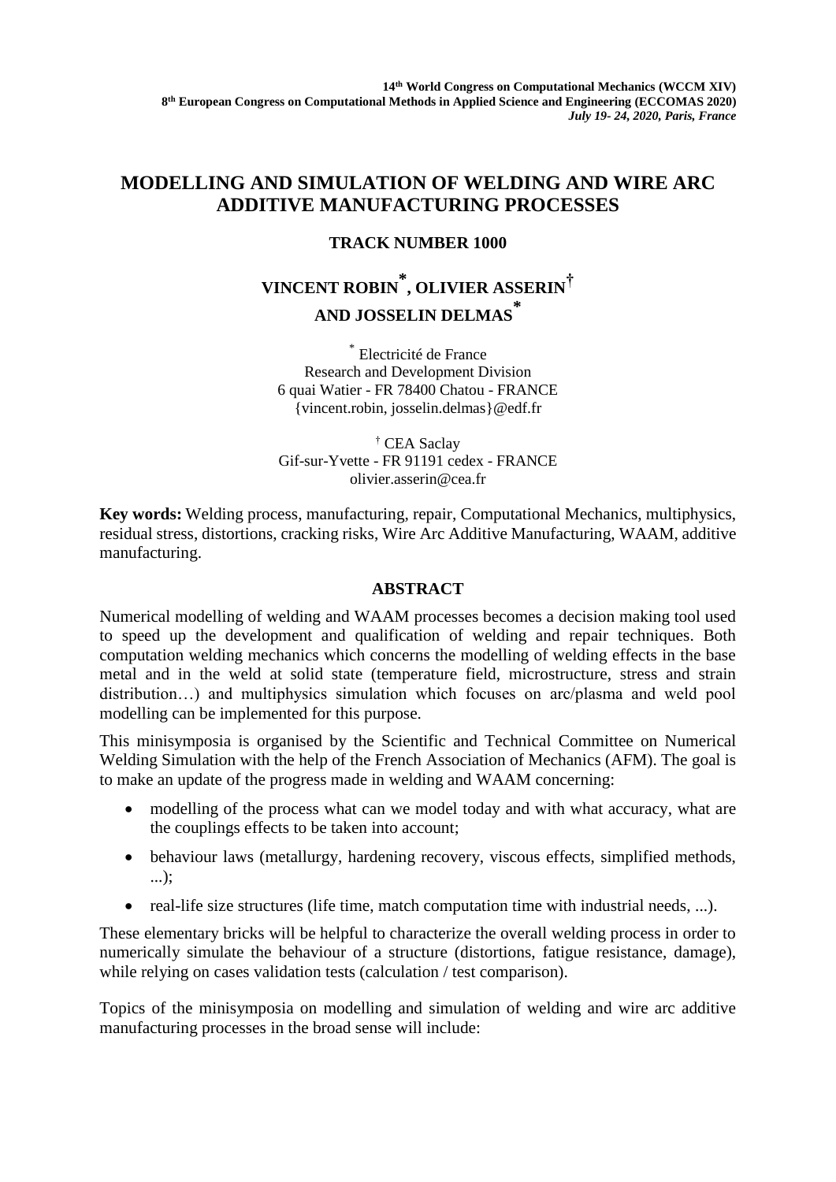# MODELLING AND SIMULATION OF WELDING AND WIRE ARC ADDITIVE MANUFACTURING PROCESSES

**TRACK NUMBER 1000**

**VINCENT ROBIN[*], OLIVIER ASSERIN[†] AND JOSSELIN DELMAS[*]**

[*] Electricité de France
Research and Development Division
6 quai Watier - FR 78400 Chatou - FRANCE
{vincent.robin, josselin.delmas}@edf.fr

[†] CEA Saclay
Gif-sur-Yvette - FR 91191 cedex - FRANCE
olivier.asserin@cea.fr

**Key words:** Welding process, manufacturing, repair, Computational Mechanics, multiphysics, residual stress, distortions, cracking risks, Wire Arc Additive Manufacturing, WAAM, additive manufacturing.

## ABSTRACT

Numerical modelling of welding and WAAM processes becomes a decision making tool used to speed up the development and qualification of welding and repair techniques. Both computation welding mechanics which concerns the modelling of welding effects in the base metal and in the weld at solid state (temperature field, microstructure, stress and strain distribution…) and multiphysics simulation which focuses on arc/plasma and weld pool modelling can be implemented for this purpose.

This minisymposia is organised by the Scientific and Technical Committee on Numerical Welding Simulation with the help of the French Association of Mechanics (AFM). The goal is to make an update of the progress made in welding and WAAM concerning:

- modelling of the process what can we model today and with what accuracy, what are the couplings effects to be taken into account;
- behaviour laws (metallurgy, hardening recovery, viscous effects, simplified methods, ...);
- real-life size structures (life time, match computation time with industrial needs, ...).

These elementary bricks will be helpful to characterize the overall welding process in order to numerically simulate the behaviour of a structure (distortions, fatigue resistance, damage), while relying on cases validation tests (calculation / test comparison).

Topics of the minisymposia on modelling and simulation of welding and wire arc additive manufacturing processes in the broad sense will include: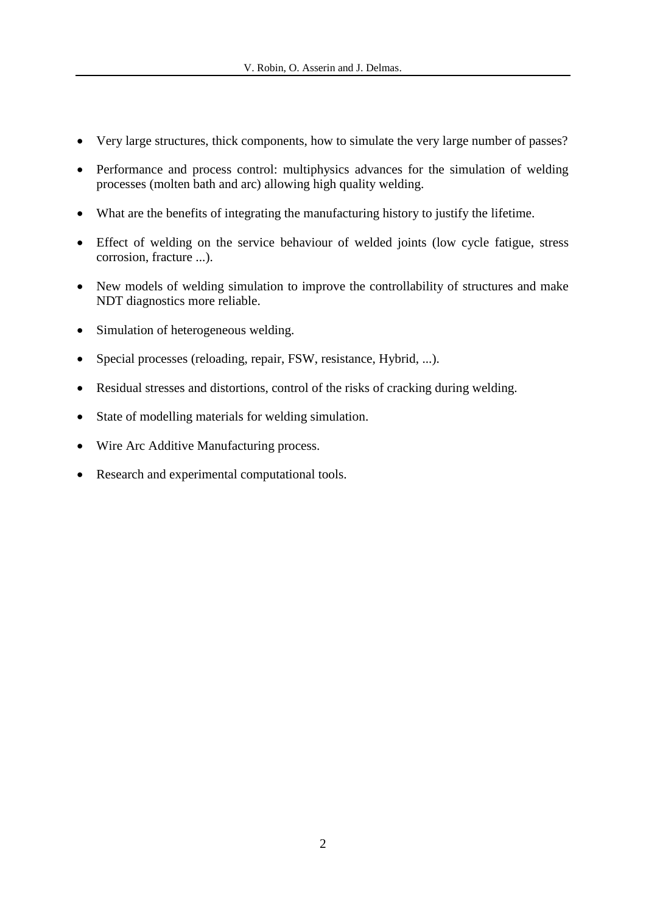- Very large structures, thick components, how to simulate the very large number of passes?
- Performance and process control: multiphysics advances for the simulation of welding processes (molten bath and arc) allowing high quality welding.
- What are the benefits of integrating the manufacturing history to justify the lifetime.
- Effect of welding on the service behaviour of welded joints (low cycle fatigue, stress corrosion, fracture ...).
- New models of welding simulation to improve the controllability of structures and make NDT diagnostics more reliable.
- Simulation of heterogeneous welding.
- Special processes (reloading, repair, FSW, resistance, Hybrid, ...).
- Residual stresses and distortions, control of the risks of cracking during welding.
- State of modelling materials for welding simulation.
- Wire Arc Additive Manufacturing process.
- Research and experimental computational tools.